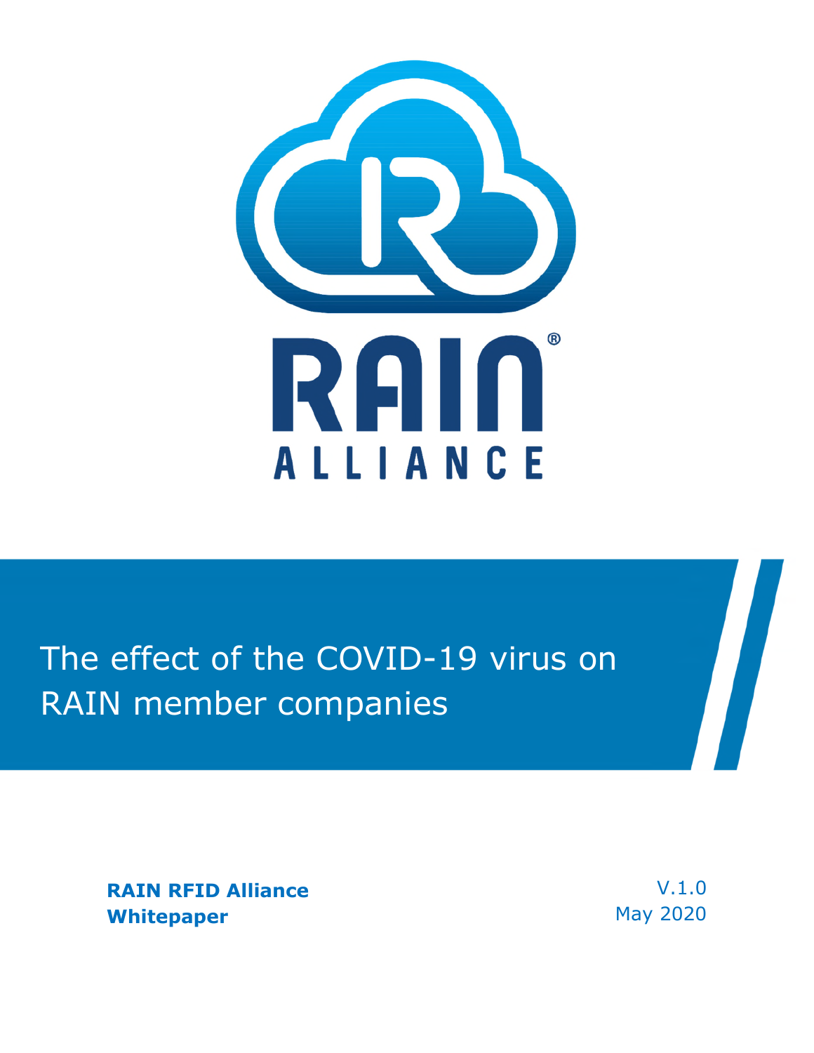RAIN® ALLIANCE

# The effect of the COVID-19 virus on RAIN member companies

**RAIN RFID Alliance Whitepaper**

V.1.0
May 2020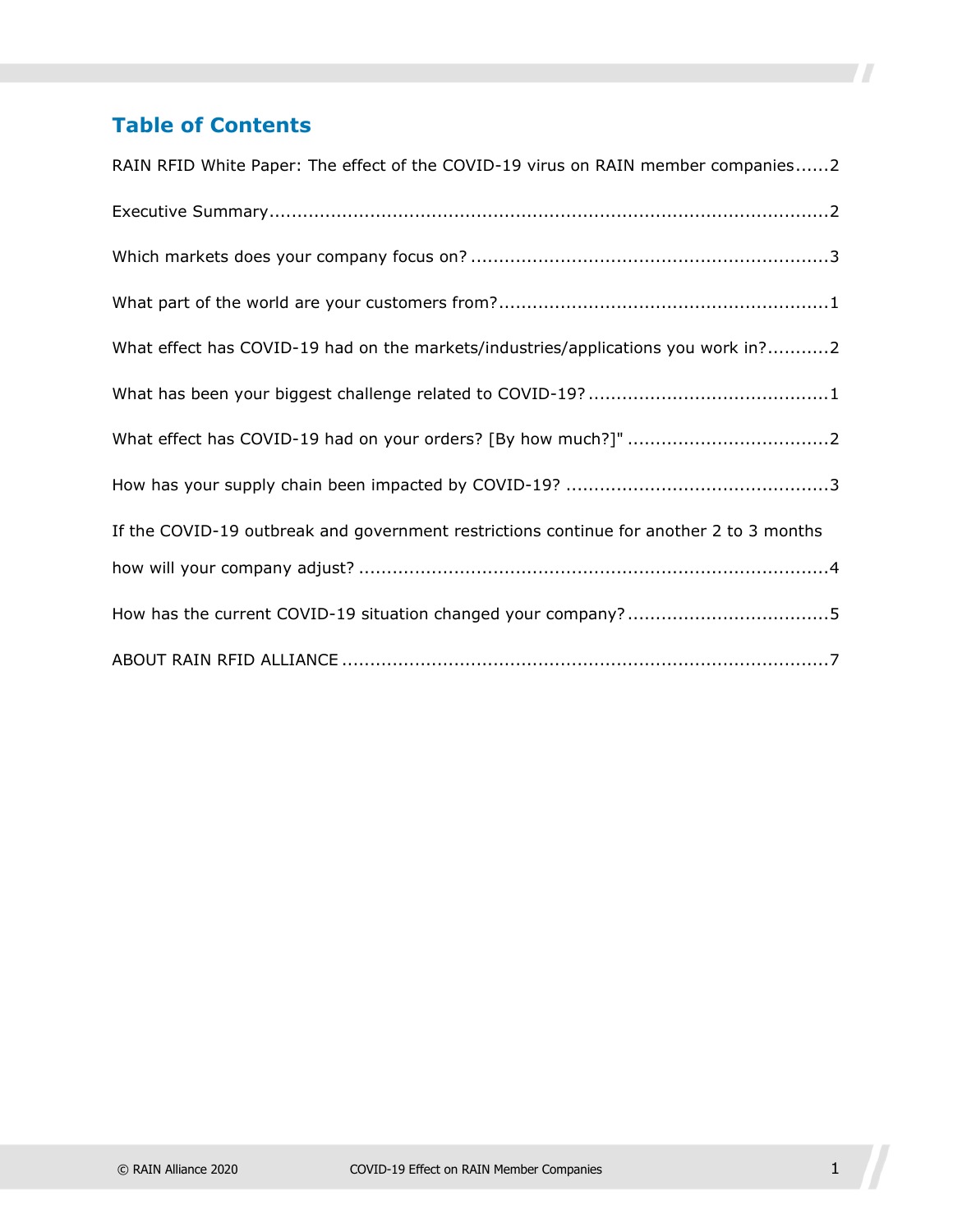# Table of Contents

RAIN RFID White Paper: The effect of the COVID-19 virus on RAIN member companies......2

Executive Summary.....................................................................................................2

Which markets does your company focus on? ...............................................................3

What part of the world are your customers from?.........................................................1

What effect has COVID-19 had on the markets/industries/applications you work in?...........2

What has been your biggest challenge related to COVID-19? ..........................................1

What effect has COVID-19 had on your orders? [By how much?]" ...................................2

How has your supply chain been impacted by COVID-19? ..............................................3

If the COVID-19 outbreak and government restrictions continue for another 2 to 3 months how will your company adjust? ....................................................................................4

How has the current COVID-19 situation changed your company? ...................................5

ABOUT RAIN RFID ALLIANCE .......................................................................................7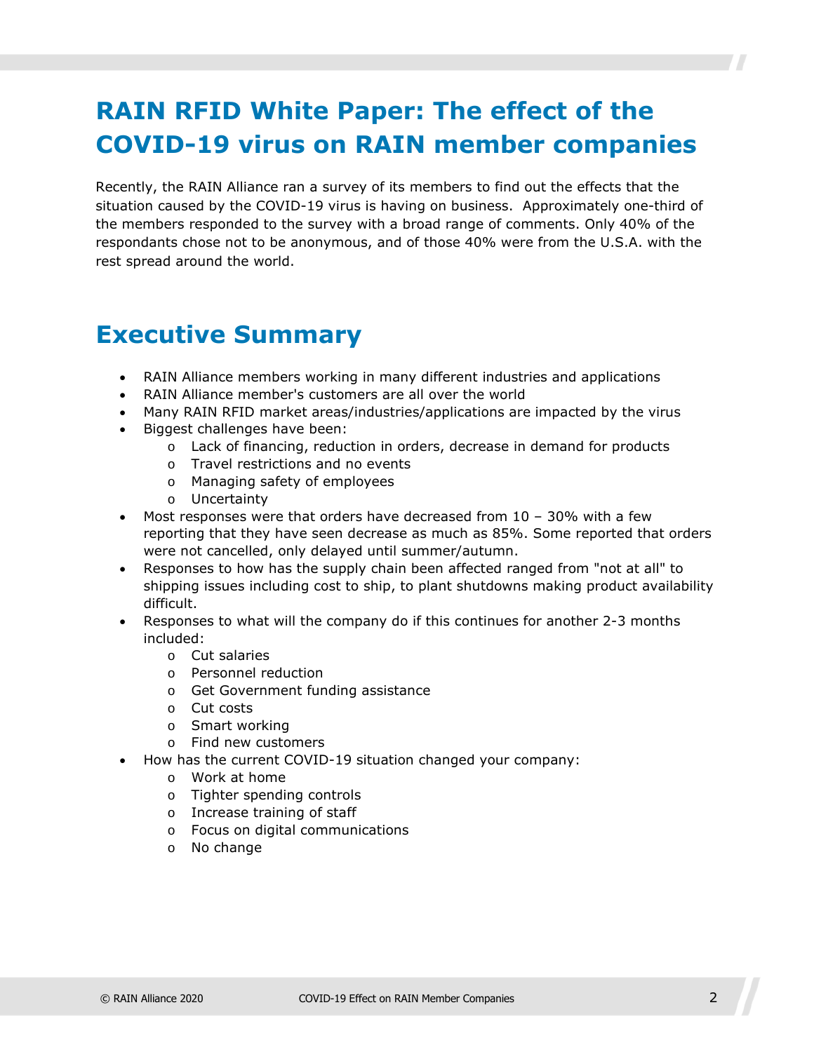# RAIN RFID White Paper: The effect of the COVID-19 virus on RAIN member companies

Recently, the RAIN Alliance ran a survey of its members to find out the effects that the situation caused by the COVID-19 virus is having on business. Approximately one-third of the members responded to the survey with a broad range of comments. Only 40% of the respondants chose not to be anonymous, and of those 40% were from the U.S.A. with the rest spread around the world.

# Executive Summary

- RAIN Alliance members working in many different industries and applications
- RAIN Alliance member's customers are all over the world
- Many RAIN RFID market areas/industries/applications are impacted by the virus
- Biggest challenges have been:
  - Lack of financing, reduction in orders, decrease in demand for products
  - Travel restrictions and no events
  - Managing safety of employees
  - Uncertainty
- Most responses were that orders have decreased from 10 – 30% with a few reporting that they have seen decrease as much as 85%. Some reported that orders were not cancelled, only delayed until summer/autumn.
- Responses to how has the supply chain been affected ranged from "not at all" to shipping issues including cost to ship, to plant shutdowns making product availability difficult.
- Responses to what will the company do if this continues for another 2-3 months included:
  - Cut salaries
  - Personnel reduction
  - Get Government funding assistance
  - Cut costs
  - Smart working
  - Find new customers
- How has the current COVID-19 situation changed your company:
  - Work at home
  - Tighter spending controls
  - Increase training of staff
  - Focus on digital communications
  - No change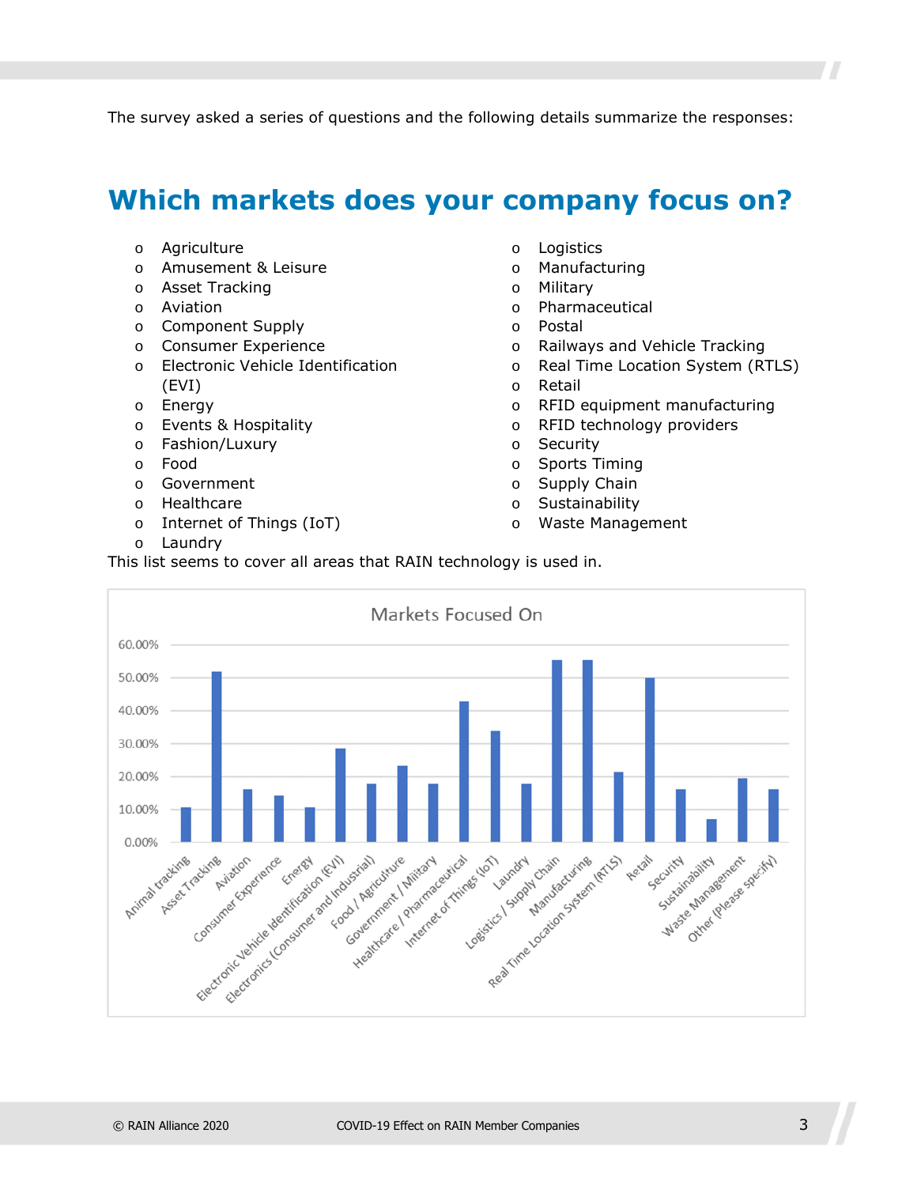The survey asked a series of questions and the following details summarize the responses:

# Which markets does your company focus on?

- Agriculture
- Amusement & Leisure
- Asset Tracking
- Aviation
- Component Supply
- Consumer Experience
- Electronic Vehicle Identification (EVI)
- Energy
- Events & Hospitality
- Fashion/Luxury
- Food
- Government
- Healthcare
- Internet of Things (IoT)
- Laundry
- Logistics
- Manufacturing
- Military
- Pharmaceutical
- Postal
- Railways and Vehicle Tracking
- Real Time Location System (RTLS)
- Retail
- RFID equipment manufacturing
- RFID technology providers
- Security
- Sports Timing
- Supply Chain
- Sustainability
- Waste Management

This list seems to cover all areas that RAIN technology is used in.

**Markets Focused On**

Y-axis: 0.00%, 10.00%, 20.00%, 30.00%, 40.00%, 50.00%, 60.00%

Categories: Animal tracking, Asset Tracking, Aviation, Consumer Experience, Energy, Electronic Vehicle Identification (EVI), Electronics (Consumer and Industrial), Food / Agriculture, Government / Military, Healthcare / Pharmaceutical, Internet of Things (IoT), Laundry, Logistics / Supply Chain, Manufacturing, Real Time Location System (RTLS), Retail, Security, Sustainability, Waste Management, Other (Please specify)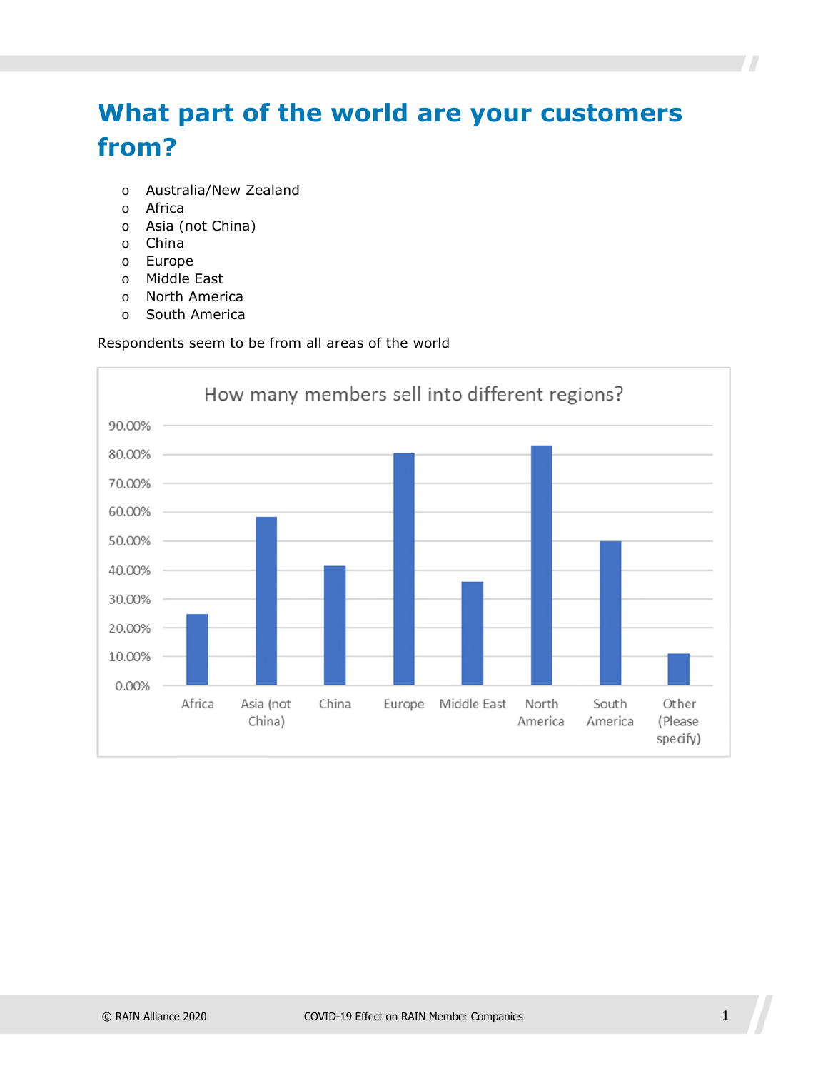# What part of the world are your customers from?

- Australia/New Zealand
- Africa
- Asia (not China)
- China
- Europe
- Middle East
- North America
- South America

Respondents seem to be from all areas of the world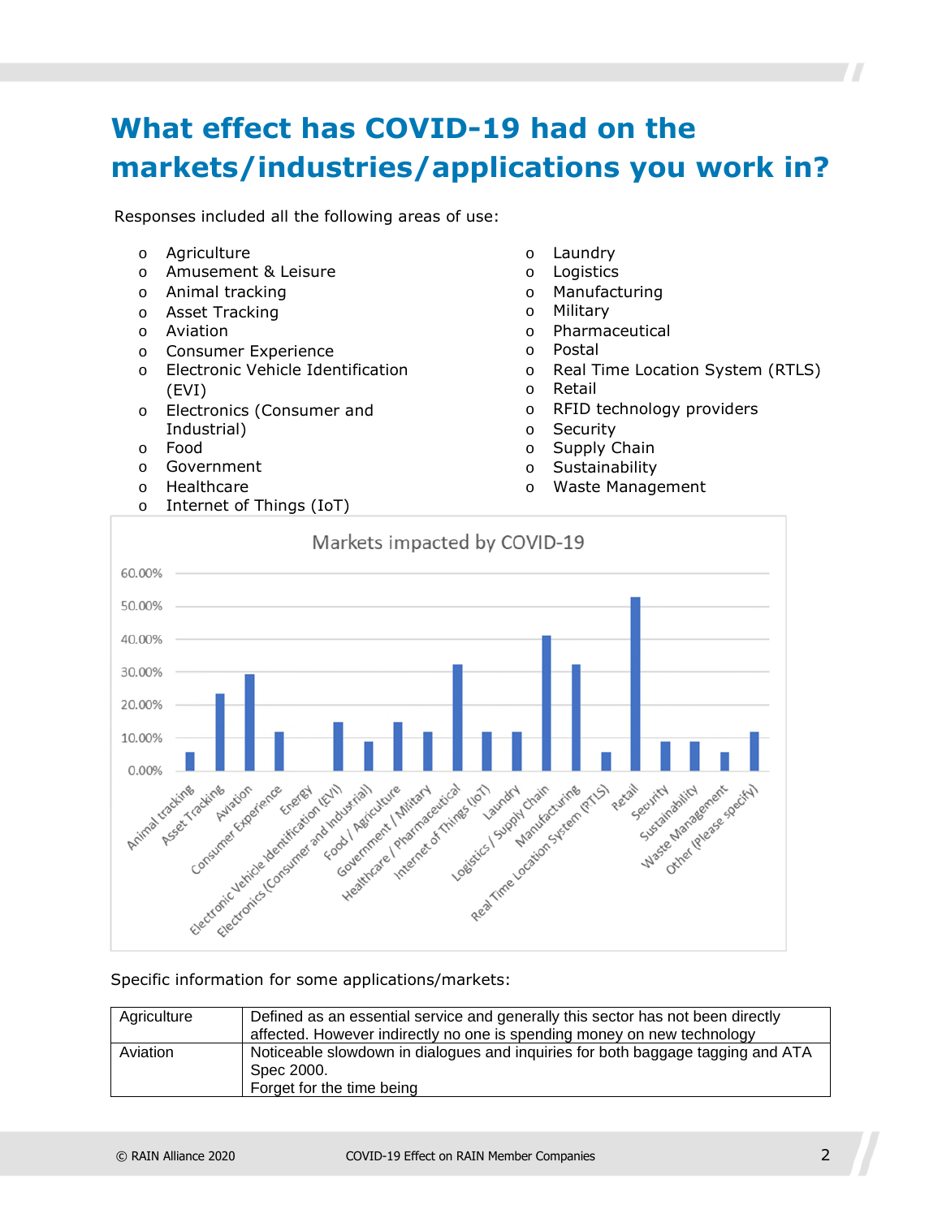# What effect has COVID-19 had on the markets/industries/applications you work in?

Responses included all the following areas of use:

- Agriculture
- Amusement & Leisure
- Animal tracking
- Asset Tracking
- Aviation
- Consumer Experience
- Electronic Vehicle Identification (EVI)
- Electronics (Consumer and Industrial)
- Food
- Government
- Healthcare
- Internet of Things (IoT)
- Laundry
- Logistics
- Manufacturing
- Military
- Pharmaceutical
- Postal
- Real Time Location System (RTLS)
- Retail
- RFID technology providers
- Security
- Supply Chain
- Sustainability
- Waste Management

Markets impacted by COVID-19

| Market | Percentage |
|---|---|
| Animal tracking | ~5.9% |
| Asset Tracking | ~23.5% |
| Aviation | ~29.4% |
| Consumer Experience | ~11.8% |
| Energy | 0.00% |
| Electronic Vehicle Identification (EVI) | ~14.7% |
| Electronics (Consumer and Industrial) | ~8.8% |
| Food / Agriculture | ~14.7% |
| Government / Military | ~11.8% |
| Healthcare / Pharmaceutical | ~32.4% |
| Internet of Things (IoT) | ~11.8% |
| Laundry | ~11.8% |
| Logistics / Supply Chain | ~41.2% |
| Manufacturing | ~32.4% |
| Real Time Location System (RTLS) | ~5.9% |
| Retail | ~52.9% |
| Security | ~8.8% |
| Sustainability | ~8.8% |
| Waste Management | ~5.9% |
| Other (please specify) | ~11.8% |

Specific information for some applications/markets:

| | |
|---|---|
| Agriculture | Defined as an essential service and generally this sector has not been directly affected. However indirectly no one is spending money on new technology |
| Aviation | Noticeable slowdown in dialogues and inquiries for both baggage tagging and ATA Spec 2000.<br>Forget for the time being |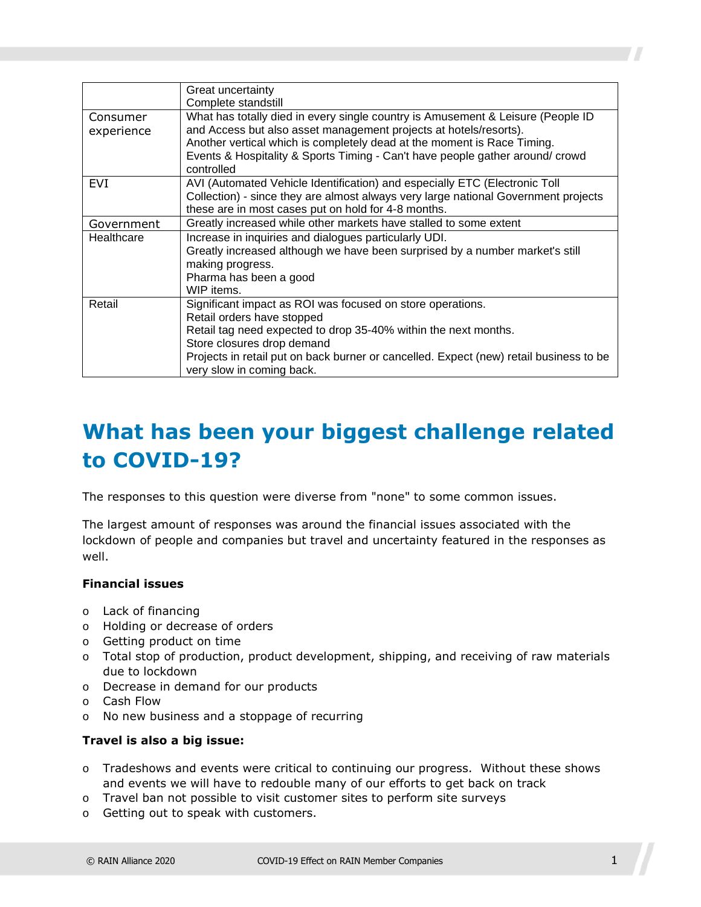| | |
|---|---|
| | Great uncertainty<br>Complete standstill |
| Consumer experience | What has totally died in every single country is Amusement & Leisure (People ID and Access but also asset management projects at hotels/resorts).<br>Another vertical which is completely dead at the moment is Race Timing.<br>Events & Hospitality & Sports Timing - Can't have people gather around/ crowd controlled |
| EVI | AVI (Automated Vehicle Identification) and especially ETC (Electronic Toll Collection) - since they are almost always very large national Government projects these are in most cases put on hold for 4-8 months. |
| Government | Greatly increased while other markets have stalled to some extent |
| Healthcare | Increase in inquiries and dialogues particularly UDI.<br>Greatly increased although we have been surprised by a number market's still making progress.<br>Pharma has been a good<br>WIP items. |
| Retail | Significant impact as ROI was focused on store operations.<br>Retail orders have stopped<br>Retail tag need expected to drop 35-40% within the next months.<br>Store closures drop demand<br>Projects in retail put on back burner or cancelled. Expect (new) retail business to be very slow in coming back. |

# What has been your biggest challenge related to COVID-19?

The responses to this question were diverse from "none" to some common issues.

The largest amount of responses was around the financial issues associated with the lockdown of people and companies but travel and uncertainty featured in the responses as well.

**Financial issues**

- Lack of financing
- Holding or decrease of orders
- Getting product on time
- Total stop of production, product development, shipping, and receiving of raw materials due to lockdown
- Decrease in demand for our products
- Cash Flow
- No new business and a stoppage of recurring

**Travel is also a big issue:**

- Tradeshows and events were critical to continuing our progress. Without these shows and events we will have to redouble many of our efforts to get back on track
- Travel ban not possible to visit customer sites to perform site surveys
- Getting out to speak with customers.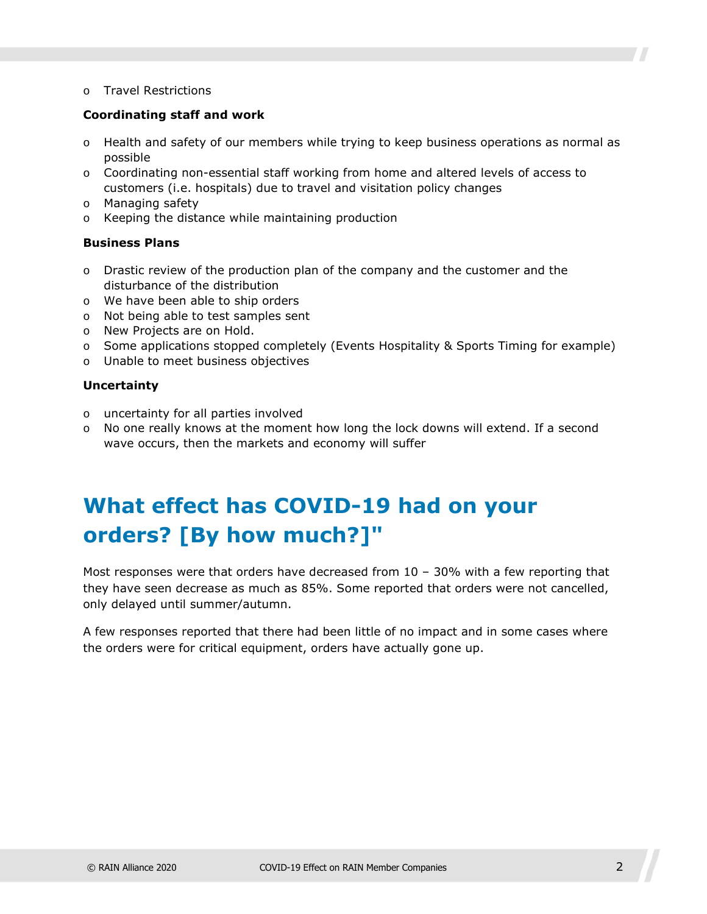- Travel Restrictions

**Coordinating staff and work**

- Health and safety of our members while trying to keep business operations as normal as possible
- Coordinating non-essential staff working from home and altered levels of access to customers (i.e. hospitals) due to travel and visitation policy changes
- Managing safety
- Keeping the distance while maintaining production

**Business Plans**

- Drastic review of the production plan of the company and the customer and the disturbance of the distribution
- We have been able to ship orders
- Not being able to test samples sent
- New Projects are on Hold.
- Some applications stopped completely (Events Hospitality & Sports Timing for example)
- Unable to meet business objectives

**Uncertainty**

- uncertainty for all parties involved
- No one really knows at the moment how long the lock downs will extend. If a second wave occurs, then the markets and economy will suffer

## What effect has COVID-19 had on your orders? [By how much?]"

Most responses were that orders have decreased from 10 – 30% with a few reporting that they have seen decrease as much as 85%. Some reported that orders were not cancelled, only delayed until summer/autumn.

A few responses reported that there had been little of no impact and in some cases where the orders were for critical equipment, orders have actually gone up.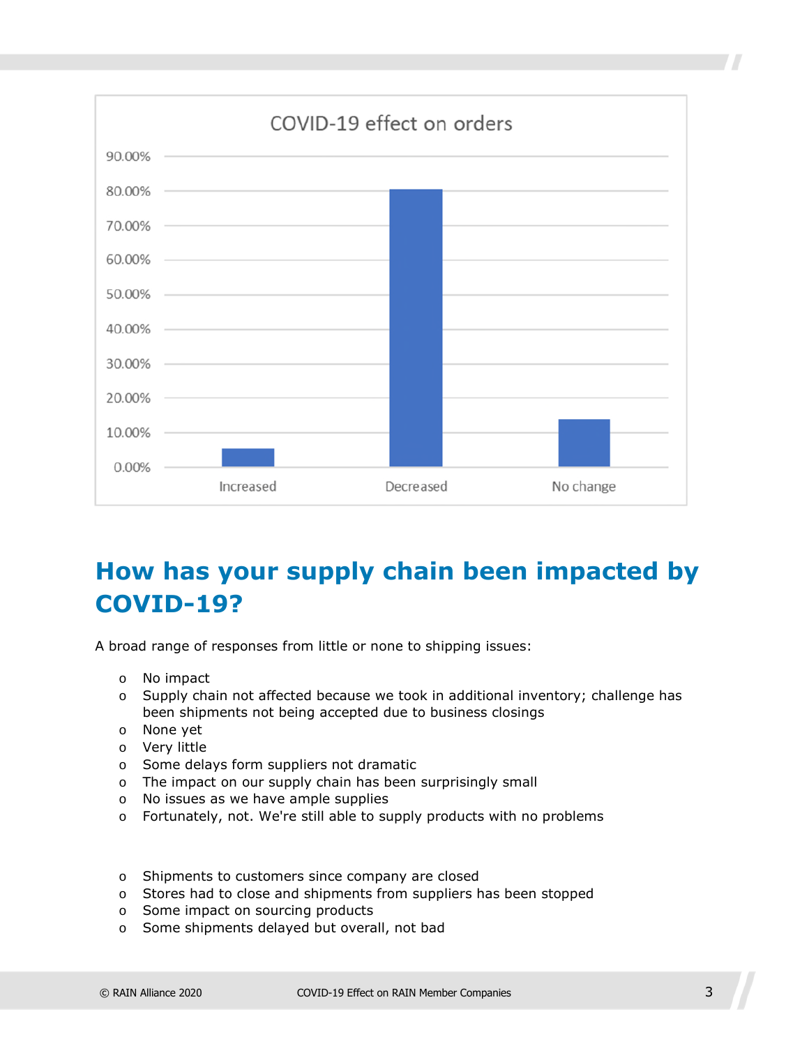COVID-19 effect on orders

| Response | Percentage |
| --- | --- |
| Increased | ~5% |
| Decreased | ~80% |
| No change | ~14% |

## How has your supply chain been impacted by COVID-19?

A broad range of responses from little or none to shipping issues:

- No impact
- Supply chain not affected because we took in additional inventory; challenge has been shipments not being accepted due to business closings
- None yet
- Very little
- Some delays form suppliers not dramatic
- The impact on our supply chain has been surprisingly small
- No issues as we have ample supplies
- Fortunately, not. We're still able to supply products with no problems

- Shipments to customers since company are closed
- Stores had to close and shipments from suppliers has been stopped
- Some impact on sourcing products
- Some shipments delayed but overall, not bad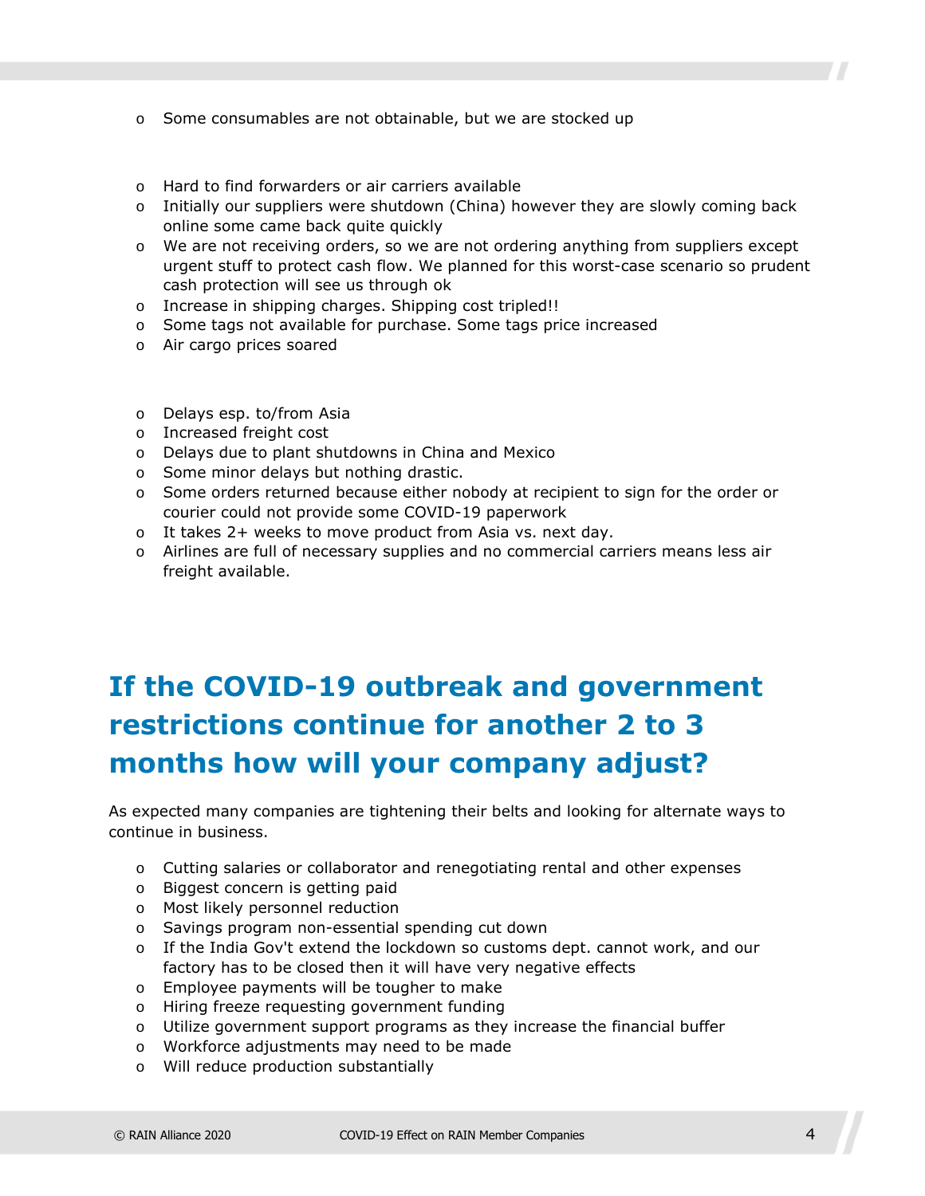- Some consumables are not obtainable, but we are stocked up

- Hard to find forwarders or air carriers available
- Initially our suppliers were shutdown (China) however they are slowly coming back online some came back quite quickly
- We are not receiving orders, so we are not ordering anything from suppliers except urgent stuff to protect cash flow. We planned for this worst-case scenario so prudent cash protection will see us through ok
- Increase in shipping charges. Shipping cost tripled!!
- Some tags not available for purchase. Some tags price increased
- Air cargo prices soared

- Delays esp. to/from Asia
- Increased freight cost
- Delays due to plant shutdowns in China and Mexico
- Some minor delays but nothing drastic.
- Some orders returned because either nobody at recipient to sign for the order or courier could not provide some COVID-19 paperwork
- It takes 2+ weeks to move product from Asia vs. next day.
- Airlines are full of necessary supplies and no commercial carriers means less air freight available.

## If the COVID-19 outbreak and government restrictions continue for another 2 to 3 months how will your company adjust?

As expected many companies are tightening their belts and looking for alternate ways to continue in business.

- Cutting salaries or collaborator and renegotiating rental and other expenses
- Biggest concern is getting paid
- Most likely personnel reduction
- Savings program non-essential spending cut down
- If the India Gov't extend the lockdown so customs dept. cannot work, and our factory has to be closed then it will have very negative effects
- Employee payments will be tougher to make
- Hiring freeze requesting government funding
- Utilize government support programs as they increase the financial buffer
- Workforce adjustments may need to be made
- Will reduce production substantially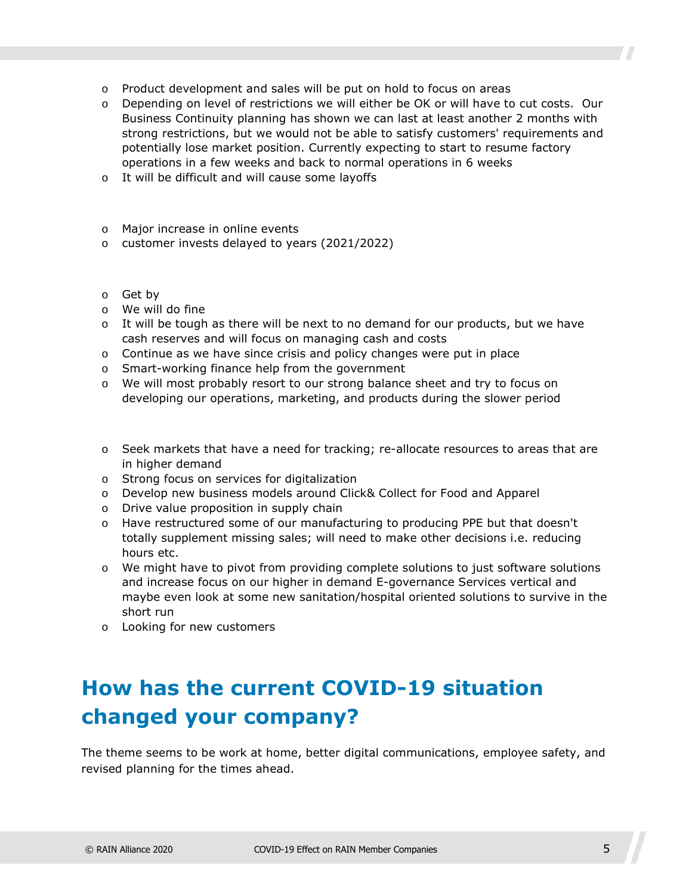- Product development and sales will be put on hold to focus on areas
- Depending on level of restrictions we will either be OK or will have to cut costs. Our Business Continuity planning has shown we can last at least another 2 months with strong restrictions, but we would not be able to satisfy customers' requirements and potentially lose market position. Currently expecting to start to resume factory operations in a few weeks and back to normal operations in 6 weeks
- It will be difficult and will cause some layoffs

- Major increase in online events
- customer invests delayed to years (2021/2022)

- Get by
- We will do fine
- It will be tough as there will be next to no demand for our products, but we have cash reserves and will focus on managing cash and costs
- Continue as we have since crisis and policy changes were put in place
- Smart-working finance help from the government
- We will most probably resort to our strong balance sheet and try to focus on developing our operations, marketing, and products during the slower period

- Seek markets that have a need for tracking; re-allocate resources to areas that are in higher demand
- Strong focus on services for digitalization
- Develop new business models around Click& Collect for Food and Apparel
- Drive value proposition in supply chain
- Have restructured some of our manufacturing to producing PPE but that doesn't totally supplement missing sales; will need to make other decisions i.e. reducing hours etc.
- We might have to pivot from providing complete solutions to just software solutions and increase focus on our higher in demand E-governance Services vertical and maybe even look at some new sanitation/hospital oriented solutions to survive in the short run
- Looking for new customers

## How has the current COVID-19 situation changed your company?

The theme seems to be work at home, better digital communications, employee safety, and revised planning for the times ahead.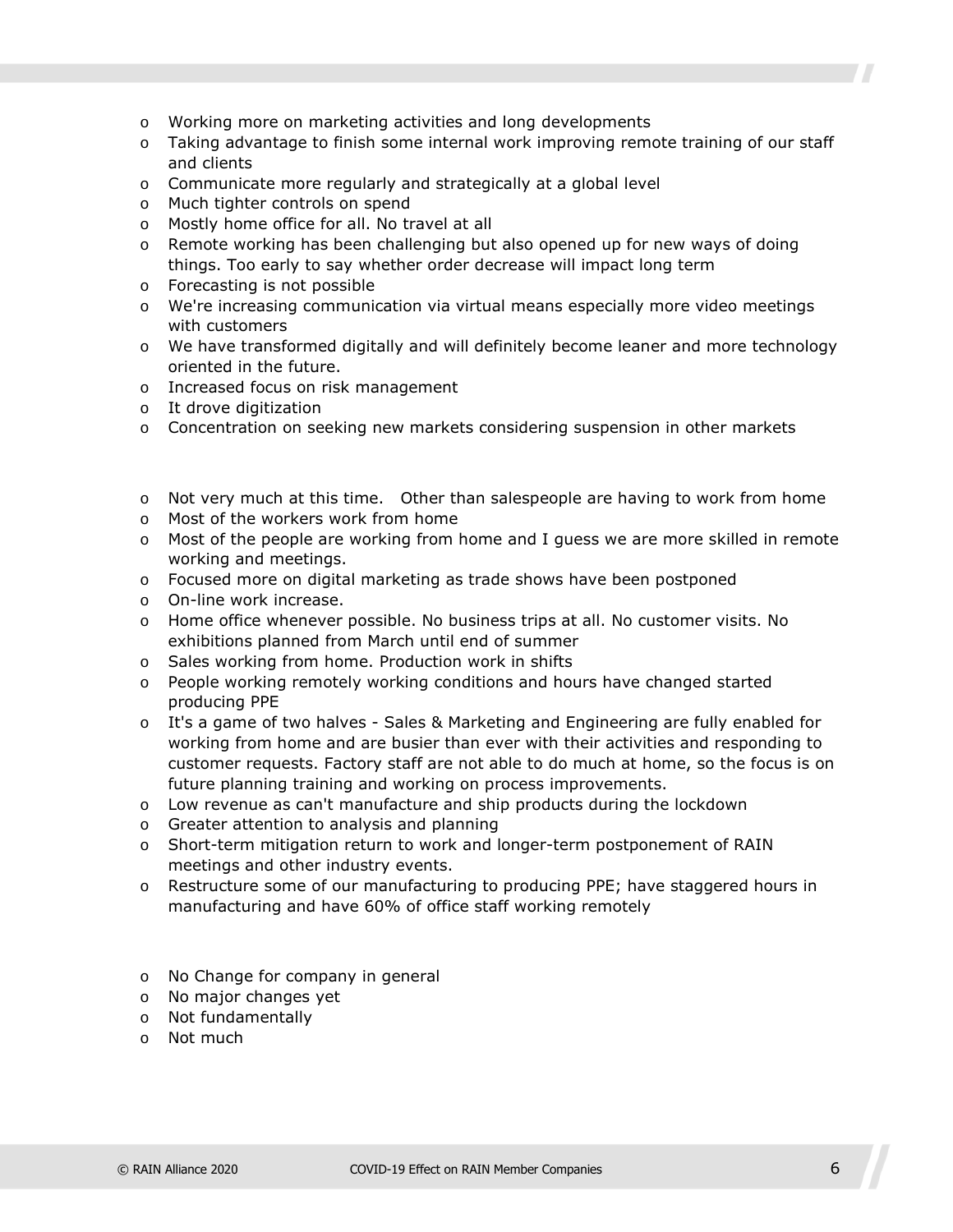- Working more on marketing activities and long developments
- Taking advantage to finish some internal work improving remote training of our staff and clients
- Communicate more regularly and strategically at a global level
- Much tighter controls on spend
- Mostly home office for all. No travel at all
- Remote working has been challenging but also opened up for new ways of doing things. Too early to say whether order decrease will impact long term
- Forecasting is not possible
- We're increasing communication via virtual means especially more video meetings with customers
- We have transformed digitally and will definitely become leaner and more technology oriented in the future.
- Increased focus on risk management
- It drove digitization
- Concentration on seeking new markets considering suspension in other markets

<!-- -->

- Not very much at this time. Other than salespeople are having to work from home
- Most of the workers work from home
- Most of the people are working from home and I guess we are more skilled in remote working and meetings.
- Focused more on digital marketing as trade shows have been postponed
- On-line work increase.
- Home office whenever possible. No business trips at all. No customer visits. No exhibitions planned from March until end of summer
- Sales working from home. Production work in shifts
- People working remotely working conditions and hours have changed started producing PPE
- It's a game of two halves - Sales & Marketing and Engineering are fully enabled for working from home and are busier than ever with their activities and responding to customer requests. Factory staff are not able to do much at home, so the focus is on future planning training and working on process improvements.
- Low revenue as can't manufacture and ship products during the lockdown
- Greater attention to analysis and planning
- Short-term mitigation return to work and longer-term postponement of RAIN meetings and other industry events.
- Restructure some of our manufacturing to producing PPE; have staggered hours in manufacturing and have 60% of office staff working remotely

<!-- -->

- No Change for company in general
- No major changes yet
- Not fundamentally
- Not much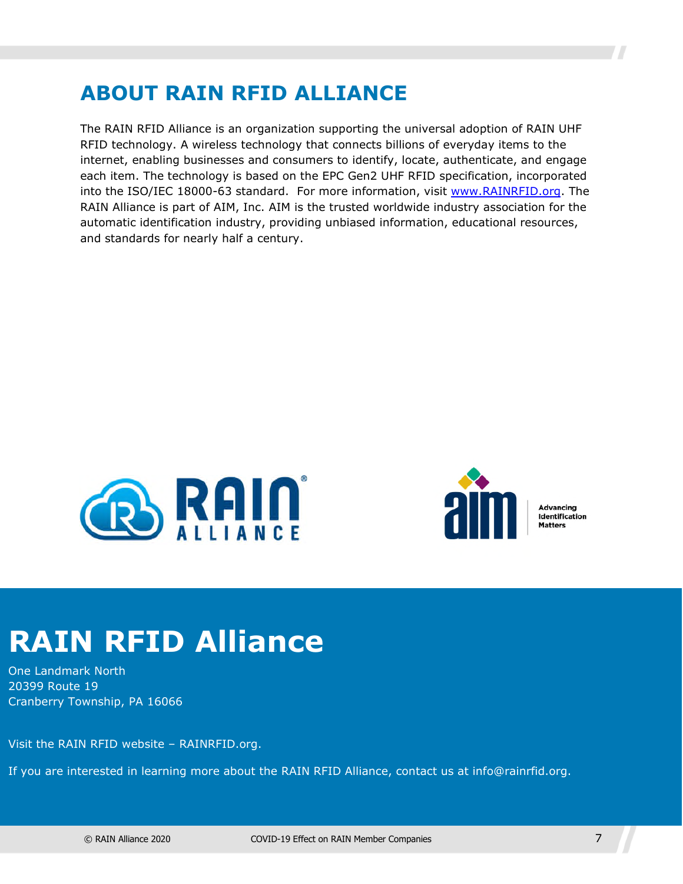## ABOUT RAIN RFID ALLIANCE

The RAIN RFID Alliance is an organization supporting the universal adoption of RAIN UHF RFID technology. A wireless technology that connects billions of everyday items to the internet, enabling businesses and consumers to identify, locate, authenticate, and engage each item. The technology is based on the EPC Gen2 UHF RFID specification, incorporated into the ISO/IEC 18000-63 standard. For more information, visit www.RAINRFID.org. The RAIN Alliance is part of AIM, Inc. AIM is the trusted worldwide industry association for the automatic identification industry, providing unbiased information, educational resources, and standards for nearly half a century.

# RAIN RFID Alliance

One Landmark North
20399 Route 19
Cranberry Township, PA 16066

Visit the RAIN RFID website – RAINRFID.org.

If you are interested in learning more about the RAIN RFID Alliance, contact us at info@rainrfid.org.